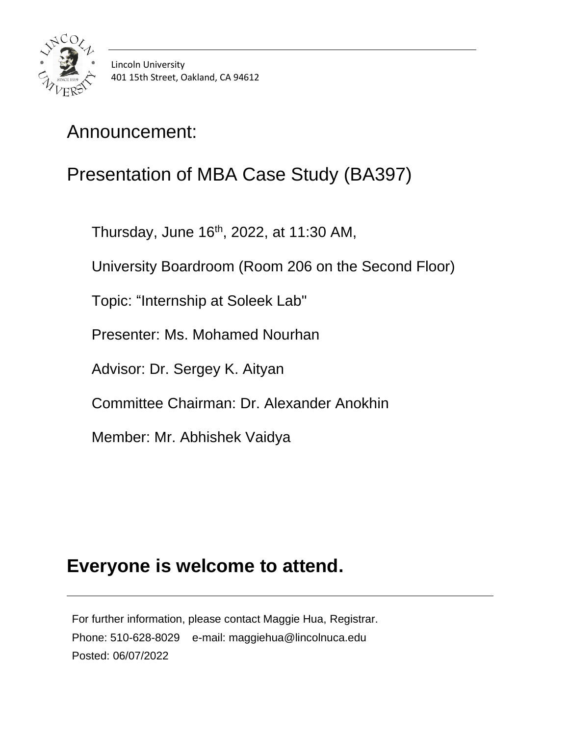Lincoln University
401 15th Street, Oakland, CA 94612

# Announcement:

# Presentation of MBA Case Study (BA397)

Thursday, June 16th, 2022, at 11:30 AM,

University Boardroom (Room 206 on the Second Floor)

Topic: "Internship at Soleek Lab"

Presenter: Ms. Mohamed Nourhan

Advisor: Dr. Sergey K. Aityan

Committee Chairman: Dr. Alexander Anokhin

Member: Mr. Abhishek Vaidya

## **Everyone is welcome to attend.**

---

For further information, please contact Maggie Hua, Registrar.

Phone: 510-628-8029 e-mail: maggiehua@lincolnuca.edu

Posted: 06/07/2022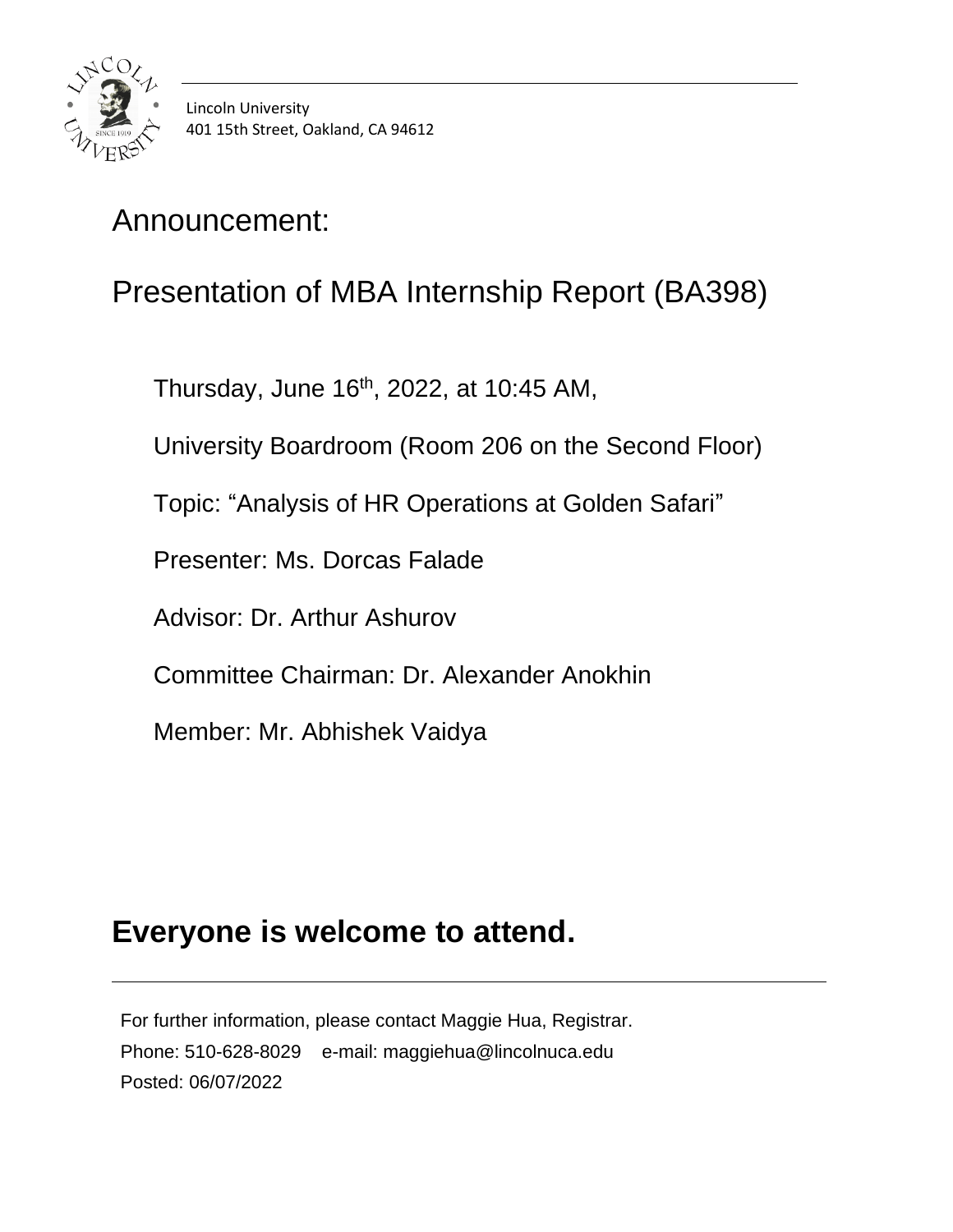Lincoln University
401 15th Street, Oakland, CA 94612

# Announcement:

# Presentation of MBA Internship Report (BA398)

Thursday, June 16th, 2022, at 10:45 AM,

University Boardroom (Room 206 on the Second Floor)

Topic: “Analysis of HR Operations at Golden Safari”

Presenter: Ms. Dorcas Falade

Advisor: Dr. Arthur Ashurov

Committee Chairman: Dr. Alexander Anokhin

Member: Mr. Abhishek Vaidya

## **Everyone is welcome to attend.**

For further information, please contact Maggie Hua, Registrar.
Phone: 510-628-8029 e-mail: maggiehua@lincolnuca.edu
Posted: 06/07/2022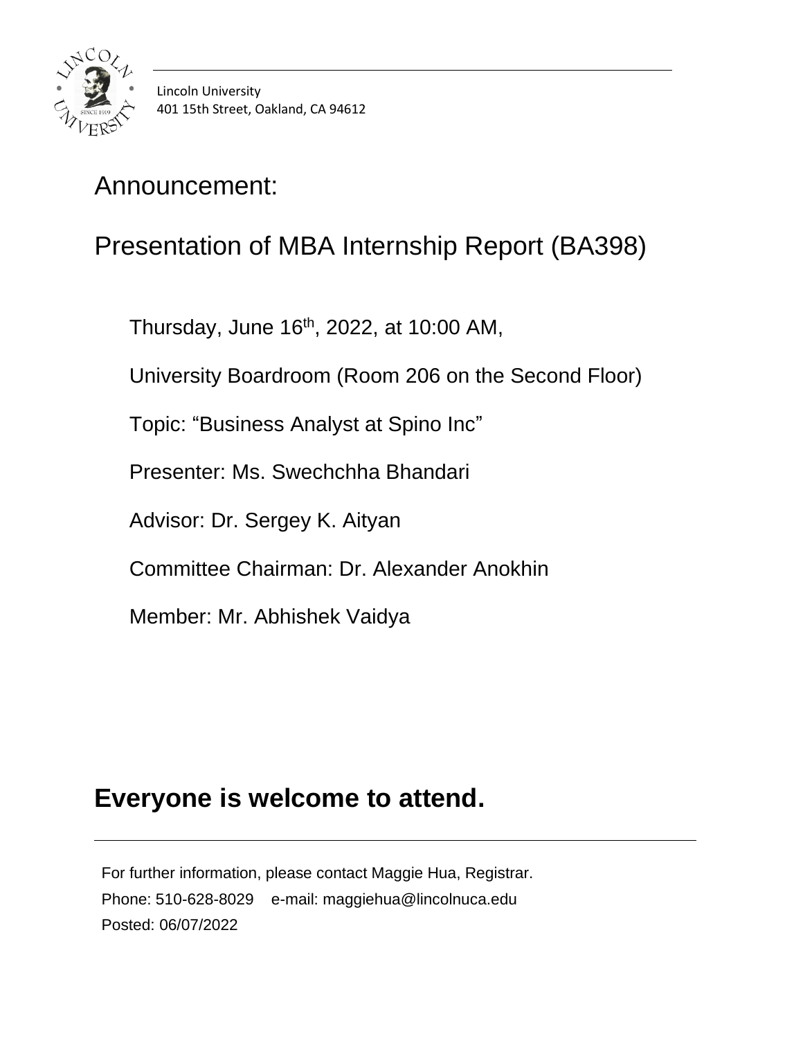Lincoln University
401 15th Street, Oakland, CA 94612

# Announcement:

# Presentation of MBA Internship Report (BA398)

Thursday, June 16th, 2022, at 10:00 AM,

University Boardroom (Room 206 on the Second Floor)

Topic: "Business Analyst at Spino Inc"

Presenter: Ms. Swechchha Bhandari

Advisor: Dr. Sergey K. Aityan

Committee Chairman: Dr. Alexander Anokhin

Member: Mr. Abhishek Vaidya

## **Everyone is welcome to attend.**

---

For further information, please contact Maggie Hua, Registrar.
Phone: 510-628-8029 e-mail: maggiehua@lincolnuca.edu
Posted: 06/07/2022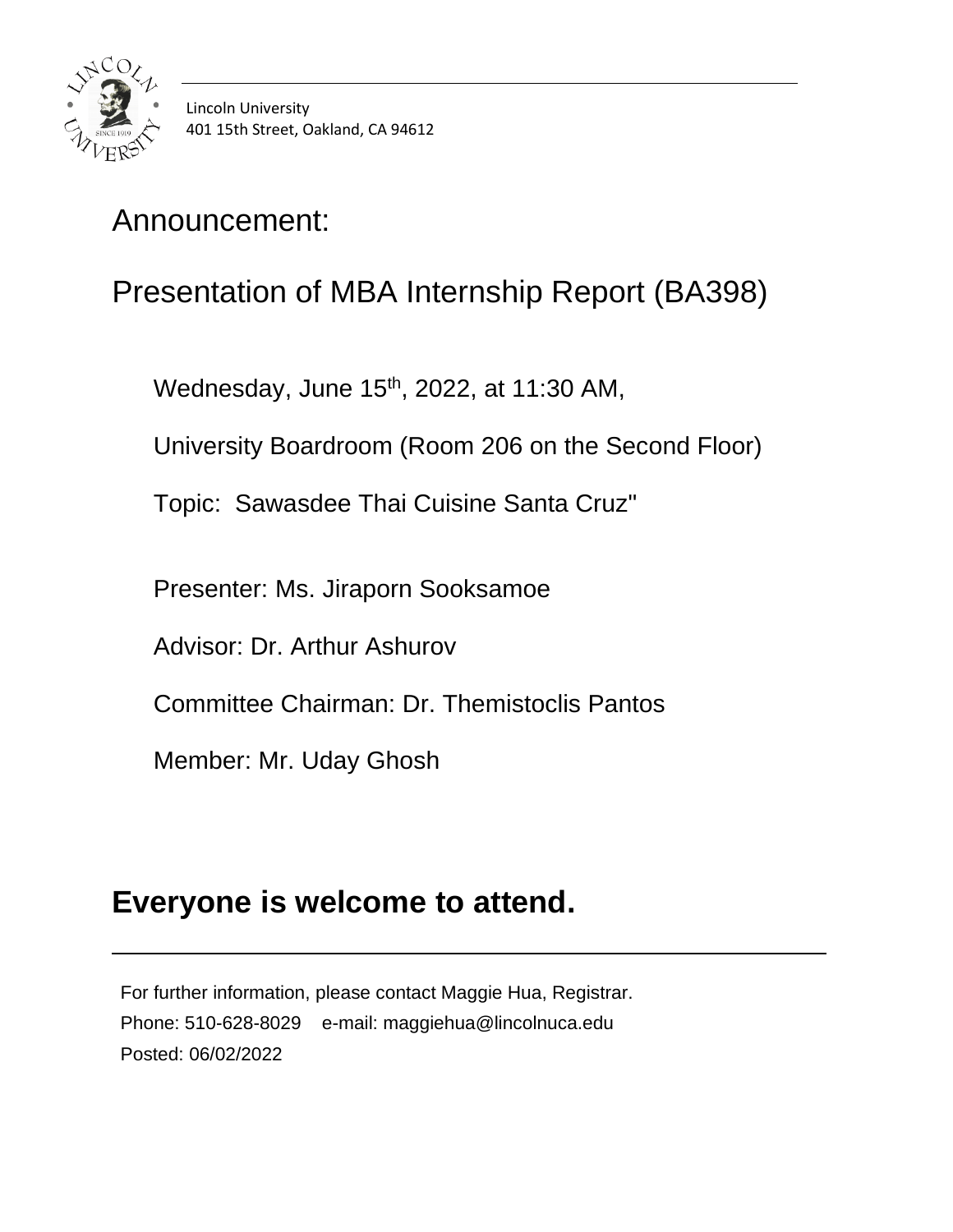Lincoln University
401 15th Street, Oakland, CA 94612

# Announcement:

# Presentation of MBA Internship Report (BA398)

Wednesday, June 15th, 2022, at 11:30 AM,

University Boardroom (Room 206 on the Second Floor)

Topic: Sawasdee Thai Cuisine Santa Cruz"

Presenter: Ms. Jiraporn Sooksamoe

Advisor: Dr. Arthur Ashurov

Committee Chairman: Dr. Themistoclis Pantos

Member: Mr. Uday Ghosh

## **Everyone is welcome to attend.**

---

For further information, please contact Maggie Hua, Registrar.
Phone: 510-628-8029 e-mail: maggiehua@lincolnuca.edu
Posted: 06/02/2022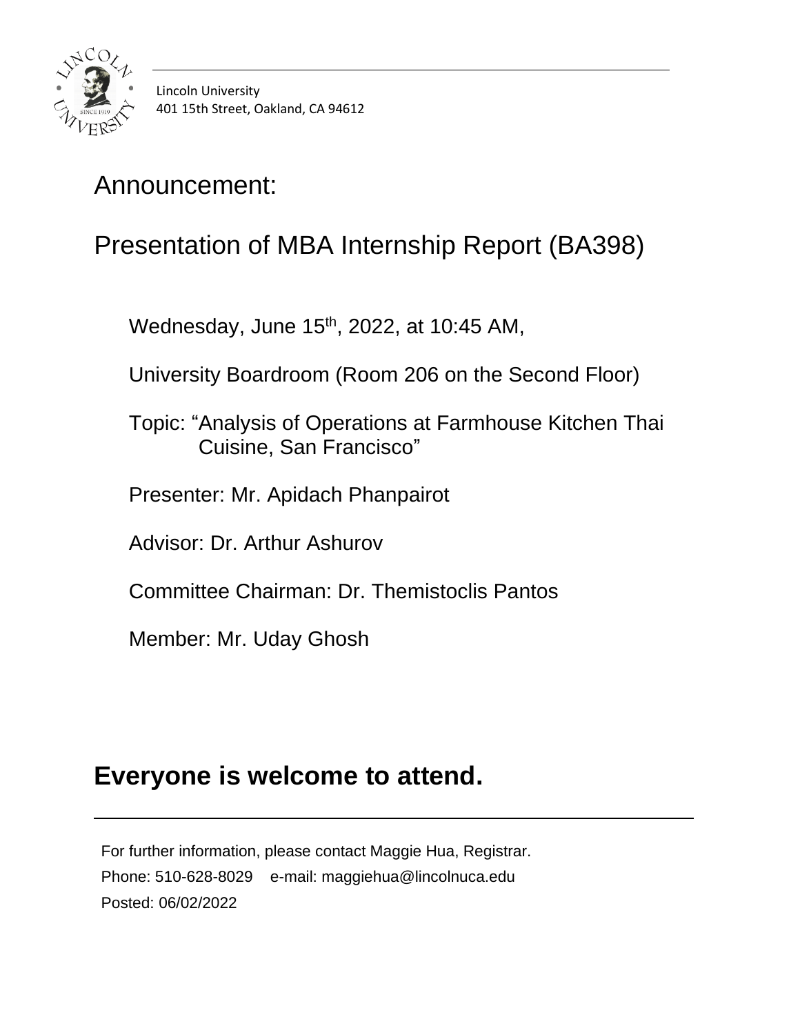Lincoln University
401 15th Street, Oakland, CA 94612

# Announcement:

# Presentation of MBA Internship Report (BA398)

Wednesday, June 15th, 2022, at 10:45 AM,

University Boardroom (Room 206 on the Second Floor)

Topic: "Analysis of Operations at Farmhouse Kitchen Thai Cuisine, San Francisco"

Presenter: Mr. Apidach Phanpairot

Advisor: Dr. Arthur Ashurov

Committee Chairman: Dr. Themistoclis Pantos

Member: Mr. Uday Ghosh

## **Everyone is welcome to attend.**

For further information, please contact Maggie Hua, Registrar.
Phone: 510-628-8029 e-mail: maggiehua@lincolnuca.edu
Posted: 06/02/2022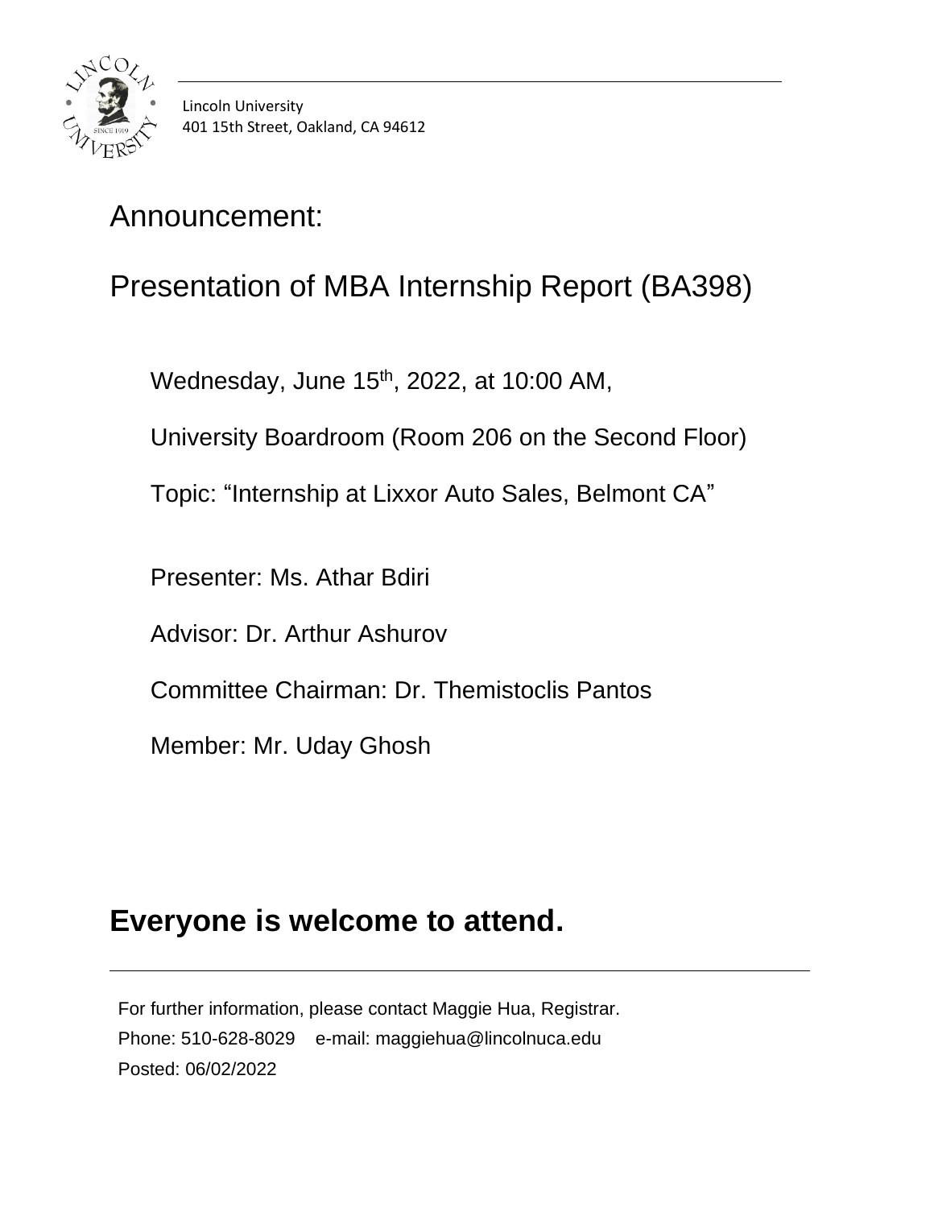Lincoln University
401 15th Street, Oakland, CA 94612

# Announcement:

# Presentation of MBA Internship Report (BA398)

Wednesday, June 15th, 2022, at 10:00 AM,

University Boardroom (Room 206 on the Second Floor)

Topic: “Internship at Lixxor Auto Sales, Belmont CA”

Presenter: Ms. Athar Bdiri

Advisor: Dr. Arthur Ashurov

Committee Chairman: Dr. Themistoclis Pantos

Member: Mr. Uday Ghosh

## **Everyone is welcome to attend.**

---

For further information, please contact Maggie Hua, Registrar.
Phone: 510-628-8029 e-mail: maggiehua@lincolnuca.edu
Posted: 06/02/2022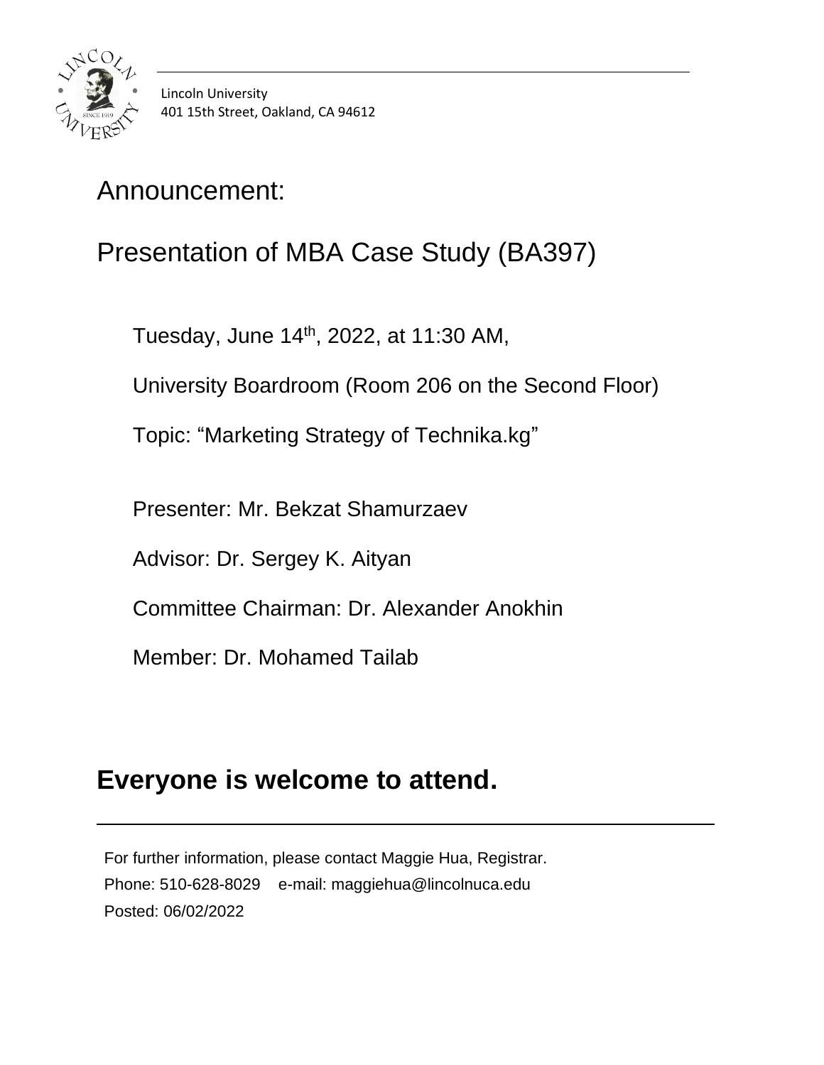Lincoln University
401 15th Street, Oakland, CA 94612

# Announcement:

# Presentation of MBA Case Study (BA397)

Tuesday, June 14th, 2022, at 11:30 AM,

University Boardroom (Room 206 on the Second Floor)

Topic: “Marketing Strategy of Technika.kg”

Presenter: Mr. Bekzat Shamurzaev

Advisor: Dr. Sergey K. Aityan

Committee Chairman: Dr. Alexander Anokhin

Member: Dr. Mohamed Tailab

## Everyone is welcome to attend.

---

For further information, please contact Maggie Hua, Registrar.
Phone: 510-628-8029 e-mail: maggiehua@lincolnuca.edu
Posted: 06/02/2022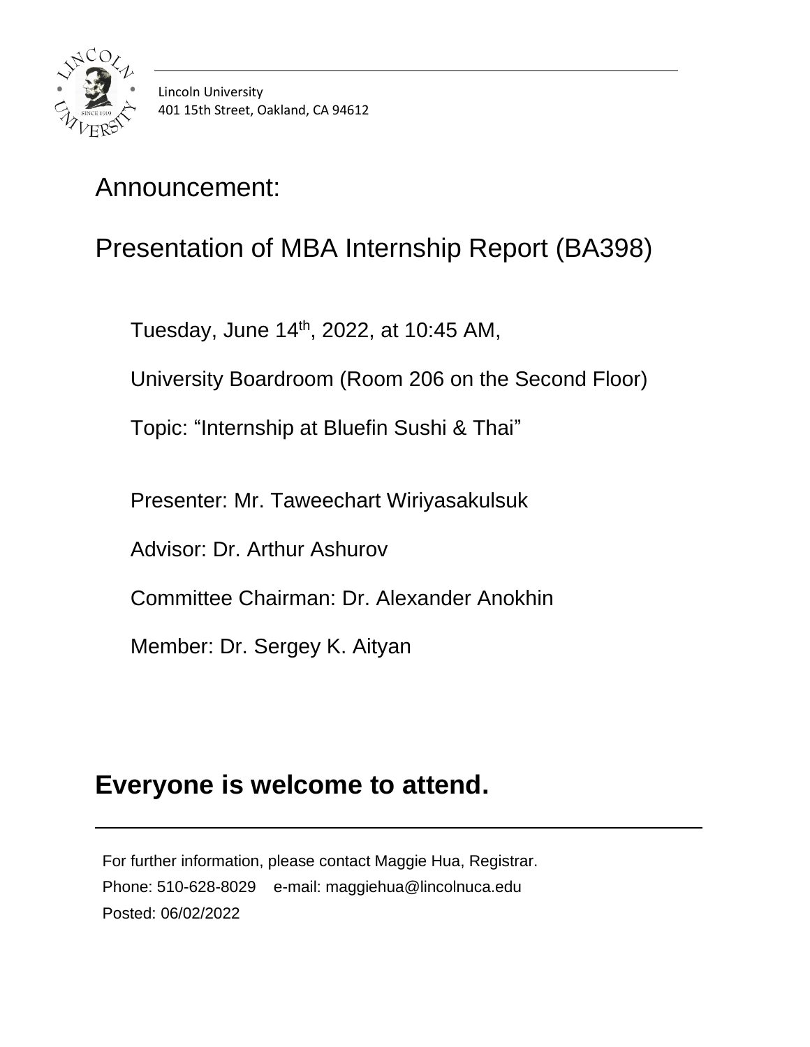Lincoln University
401 15th Street, Oakland, CA 94612

# Announcement:

# Presentation of MBA Internship Report (BA398)

Tuesday, June 14th, 2022, at 10:45 AM,

University Boardroom (Room 206 on the Second Floor)

Topic: “Internship at Bluefin Sushi & Thai”

Presenter: Mr. Taweechart Wiriyasakulsuk

Advisor: Dr. Arthur Ashurov

Committee Chairman: Dr. Alexander Anokhin

Member: Dr. Sergey K. Aityan

## **Everyone is welcome to attend.**

---

For further information, please contact Maggie Hua, Registrar.
Phone: 510-628-8029 e-mail: maggiehua@lincolnuca.edu
Posted: 06/02/2022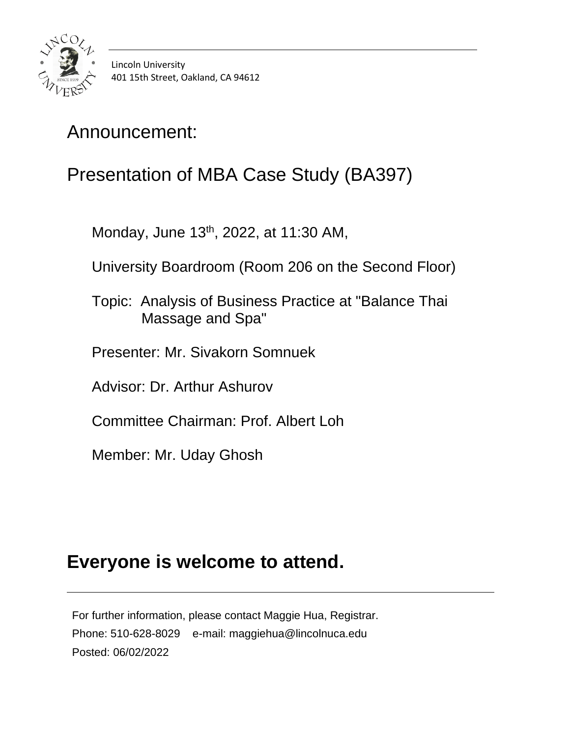Lincoln University
401 15th Street, Oakland, CA 94612

# Announcement:

# Presentation of MBA Case Study (BA397)

Monday, June 13th, 2022, at 11:30 AM,

University Boardroom (Room 206 on the Second Floor)

Topic: Analysis of Business Practice at "Balance Thai Massage and Spa"

Presenter: Mr. Sivakorn Somnuek

Advisor: Dr. Arthur Ashurov

Committee Chairman: Prof. Albert Loh

Member: Mr. Uday Ghosh

## **Everyone is welcome to attend.**

---

For further information, please contact Maggie Hua, Registrar.
Phone: 510-628-8029 e-mail: maggiehua@lincolnuca.edu
Posted: 06/02/2022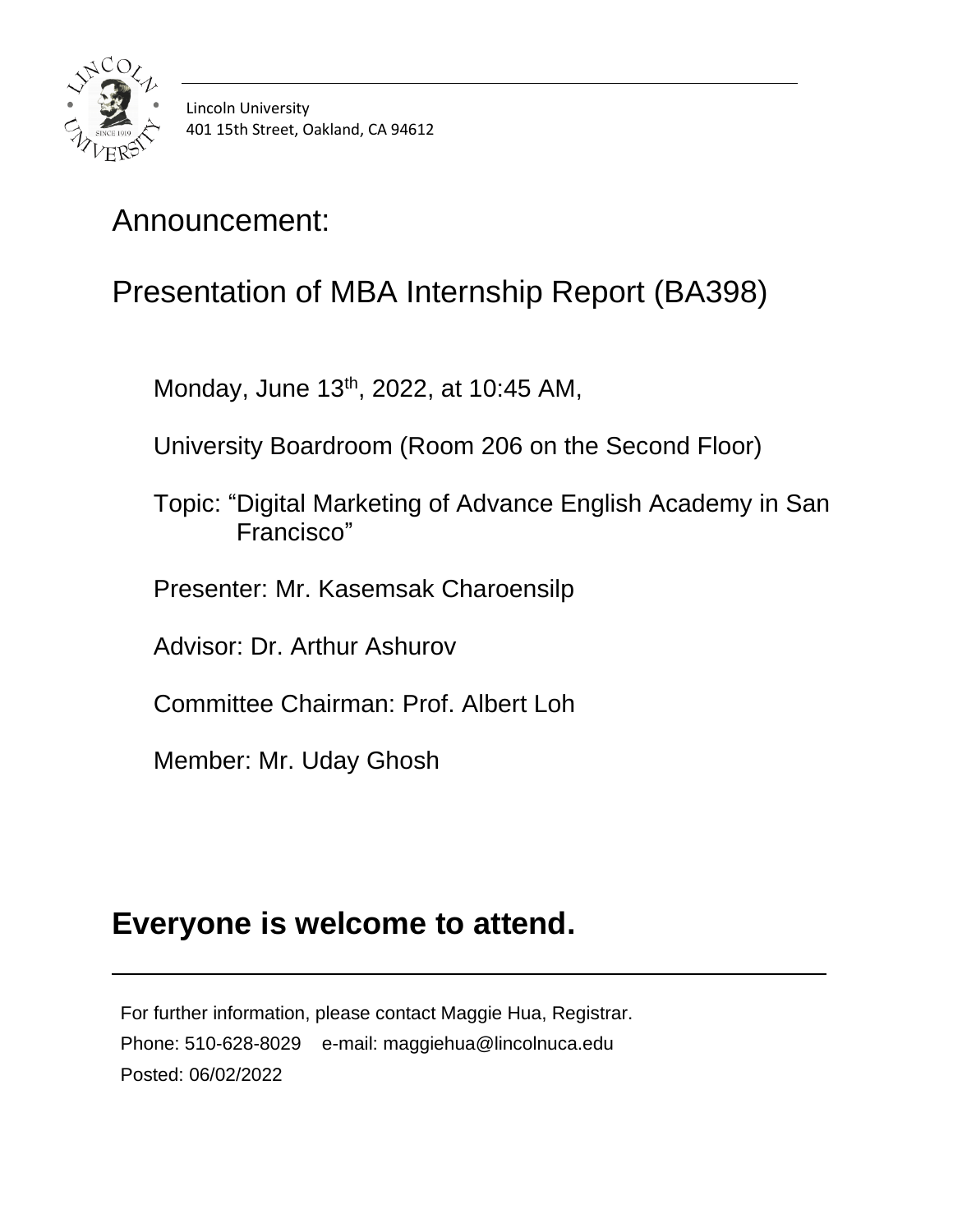Lincoln University
401 15th Street, Oakland, CA 94612

# Announcement:

# Presentation of MBA Internship Report (BA398)

Monday, June 13th, 2022, at 10:45 AM,

University Boardroom (Room 206 on the Second Floor)

Topic: “Digital Marketing of Advance English Academy in San Francisco”

Presenter: Mr. Kasemsak Charoensilp

Advisor: Dr. Arthur Ashurov

Committee Chairman: Prof. Albert Loh

Member: Mr. Uday Ghosh

## **Everyone is welcome to attend.**

---

For further information, please contact Maggie Hua, Registrar.
Phone: 510-628-8029 e-mail: maggiehua@lincolnuca.edu
Posted: 06/02/2022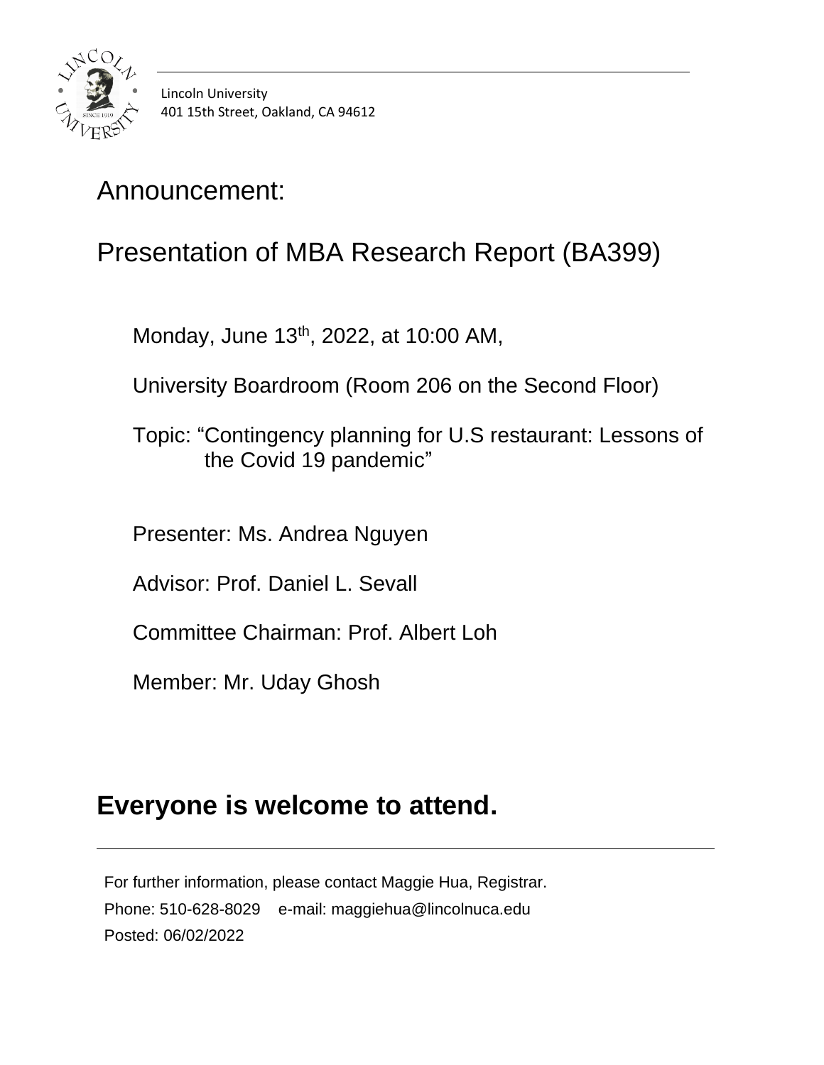Lincoln University
401 15th Street, Oakland, CA 94612

# Announcement:

# Presentation of MBA Research Report (BA399)

Monday, June 13th, 2022, at 10:00 AM,

University Boardroom (Room 206 on the Second Floor)

Topic: "Contingency planning for U.S restaurant: Lessons of the Covid 19 pandemic"

Presenter: Ms. Andrea Nguyen

Advisor: Prof. Daniel L. Sevall

Committee Chairman: Prof. Albert Loh

Member: Mr. Uday Ghosh

## **Everyone is welcome to attend.**

For further information, please contact Maggie Hua, Registrar.

Phone: 510-628-8029 e-mail: maggiehua@lincolnuca.edu

Posted: 06/02/2022